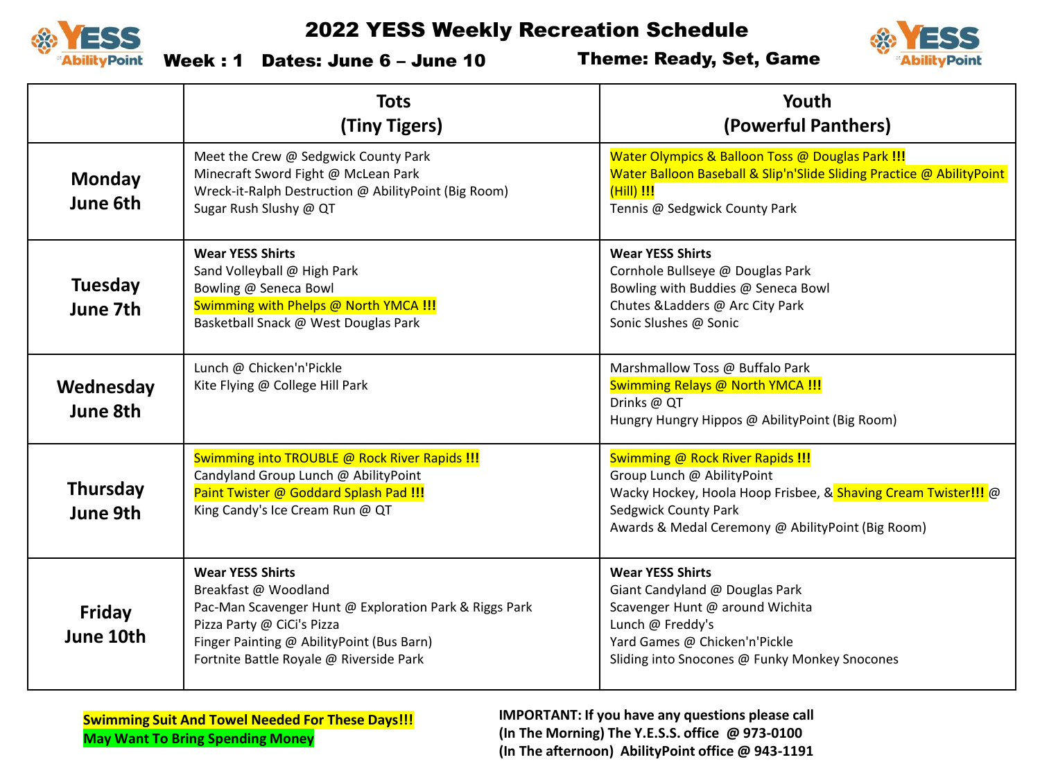# 2022 YESS Weekly Recreation Schedule

**Week : 1 Dates: June 6 – June 10** **Theme: Ready, Set, Game**

| | Tots (Tiny Tigers) | Youth (Powerful Panthers) |
|---|---|---|
| **Monday June 6th** | Meet the Crew @ Sedgwick County Park<br>Minecraft Sword Fight @ McLean Park<br>Wreck-it-Ralph Destruction @ AbilityPoint (Big Room)<br>Sugar Rush Slushy @ QT | Water Olympics & Balloon Toss @ Douglas Park **!!!**<br>Water Balloon Baseball & Slip'n'Slide Sliding Practice @ AbilityPoint (Hill) **!!!**<br>Tennis @ Sedgwick County Park |
| **Tuesday June 7th** | **Wear YESS Shirts**<br>Sand Volleyball @ High Park<br>Bowling @ Seneca Bowl<br>Swimming with Phelps @ North YMCA **!!!**<br>Basketball Snack @ West Douglas Park | **Wear YESS Shirts**<br>Cornhole Bullseye @ Douglas Park<br>Bowling with Buddies @ Seneca Bowl<br>Chutes &Ladders @ Arc City Park<br>Sonic Slushes @ Sonic |
| **Wednesday June 8th** | Lunch @ Chicken'n'Pickle<br>Kite Flying @ College Hill Park | Marshmallow Toss @ Buffalo Park<br>Swimming Relays @ North YMCA **!!!**<br>Drinks @ QT<br>Hungry Hungry Hippos @ AbilityPoint (Big Room) |
| **Thursday June 9th** | Swimming into TROUBLE @ Rock River Rapids **!!!**<br>Candyland Group Lunch @ AbilityPoint<br>Paint Twister @ Goddard Splash Pad **!!!**<br>King Candy's Ice Cream Run @ QT | Swimming @ Rock River Rapids **!!!**<br>Group Lunch @ AbilityPoint<br>Wacky Hockey, Hoola Hoop Frisbee, & Shaving Cream Twister**!!!** @ Sedgwick County Park<br>Awards & Medal Ceremony @ AbilityPoint (Big Room) |
| **Friday June 10th** | **Wear YESS Shirts**<br>Breakfast @ Woodland<br>Pac-Man Scavenger Hunt @ Exploration Park & Riggs Park<br>Pizza Party @ CiCi's Pizza<br>Finger Painting @ AbilityPoint (Bus Barn)<br>Fortnite Battle Royale @ Riverside Park | **Wear YESS Shirts**<br>Giant Candyland @ Douglas Park<br>Scavenger Hunt @ around Wichita<br>Lunch @ Freddy's<br>Yard Games @ Chicken'n'Pickle<br>Sliding into Snocones @ Funky Monkey Snocones |

**Swimming Suit And Towel Needed For These Days!!!**
**May Want To Bring Spending Money**

**IMPORTANT: If you have any questions please call**
**(In The Morning) The Y.E.S.S. office @ 973-0100**
**(In The afternoon) AbilityPoint office @ 943-1191**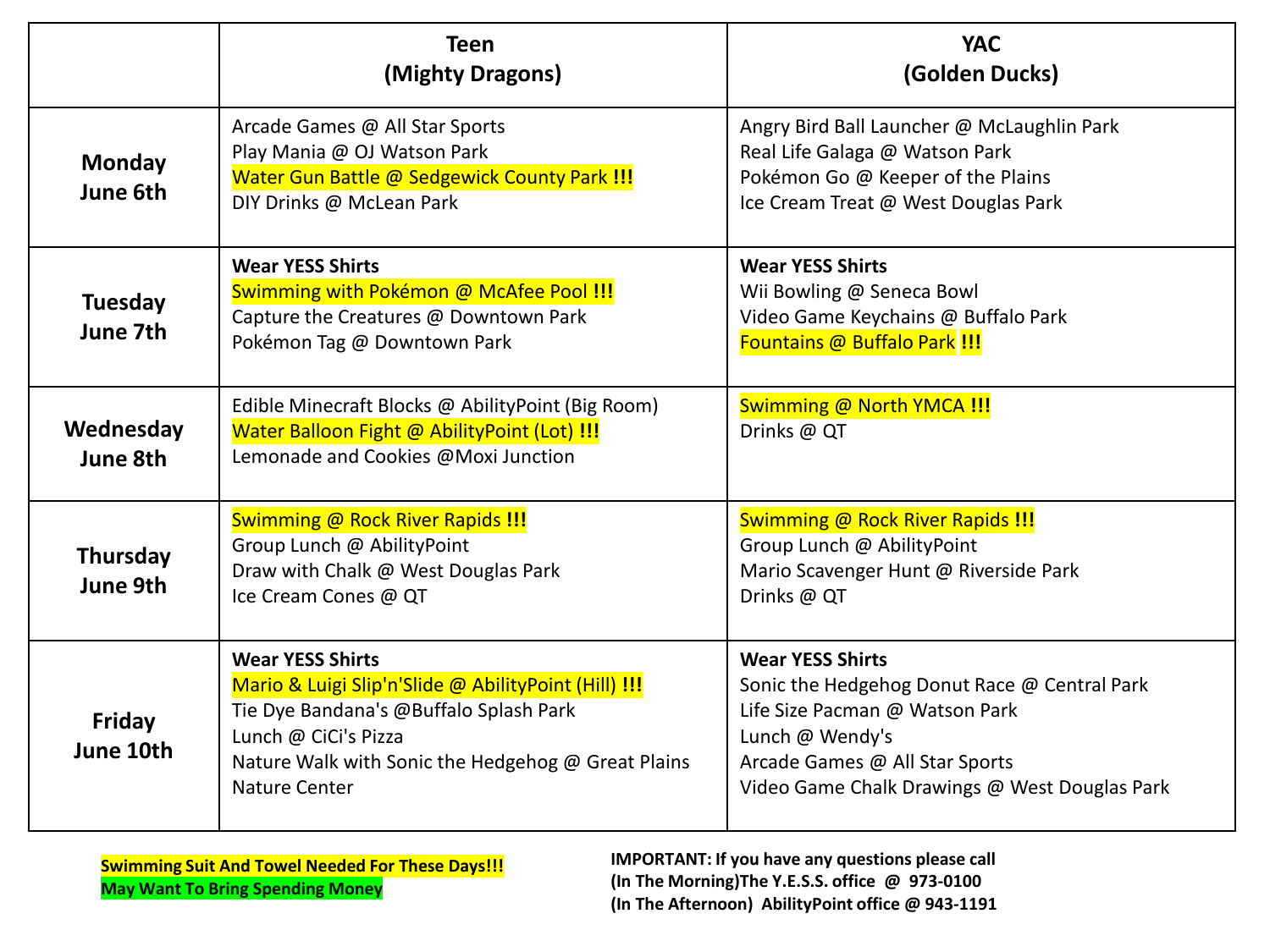| | Teen (Mighty Dragons) | YAC (Golden Ducks) |
|---|---|---|
| **Monday June 6th** | Arcade Games @ All Star Sports<br>Play Mania @ OJ Watson Park<br>Water Gun Battle @ Sedgewick County Park **!!!**<br>DIY Drinks @ McLean Park | Angry Bird Ball Launcher @ McLaughlin Park<br>Real Life Galaga @ Watson Park<br>Pokémon Go @ Keeper of the Plains<br>Ice Cream Treat @ West Douglas Park |
| **Tuesday June 7th** | **Wear YESS Shirts**<br>Swimming with Pokémon @ McAfee Pool **!!!**<br>Capture the Creatures @ Downtown Park<br>Pokémon Tag @ Downtown Park | **Wear YESS Shirts**<br>Wii Bowling @ Seneca Bowl<br>Video Game Keychains @ Buffalo Park<br>Fountains @ Buffalo Park **!!!** |
| **Wednesday June 8th** | Edible Minecraft Blocks @ AbilityPoint (Big Room)<br>Water Balloon Fight @ AbilityPoint (Lot) **!!!**<br>Lemonade and Cookies @Moxi Junction | Swimming @ North YMCA **!!!**<br>Drinks @ QT |
| **Thursday June 9th** | Swimming @ Rock River Rapids **!!!**<br>Group Lunch @ AbilityPoint<br>Draw with Chalk @ West Douglas Park<br>Ice Cream Cones @ QT | Swimming @ Rock River Rapids **!!!**<br>Group Lunch @ AbilityPoint<br>Mario Scavenger Hunt @ Riverside Park<br>Drinks @ QT |
| **Friday June 10th** | **Wear YESS Shirts**<br>Mario & Luigi Slip'n'Slide @ AbilityPoint (Hill) **!!!**<br>Tie Dye Bandana's @Buffalo Splash Park<br>Lunch @ CiCi's Pizza<br>Nature Walk with Sonic the Hedgehog @ Great Plains Nature Center | **Wear YESS Shirts**<br>Sonic the Hedgehog Donut Race @ Central Park<br>Life Size Pacman @ Watson Park<br>Lunch @ Wendy's<br>Arcade Games @ All Star Sports<br>Video Game Chalk Drawings @ West Douglas Park |

**Swimming Suit And Towel Needed For These Days!!!**
**May Want To Bring Spending Money**

**IMPORTANT: If you have any questions please call**
**(In The Morning)The Y.E.S.S. office @ 973-0100**
**(In The Afternoon) AbilityPoint office @ 943-1191**